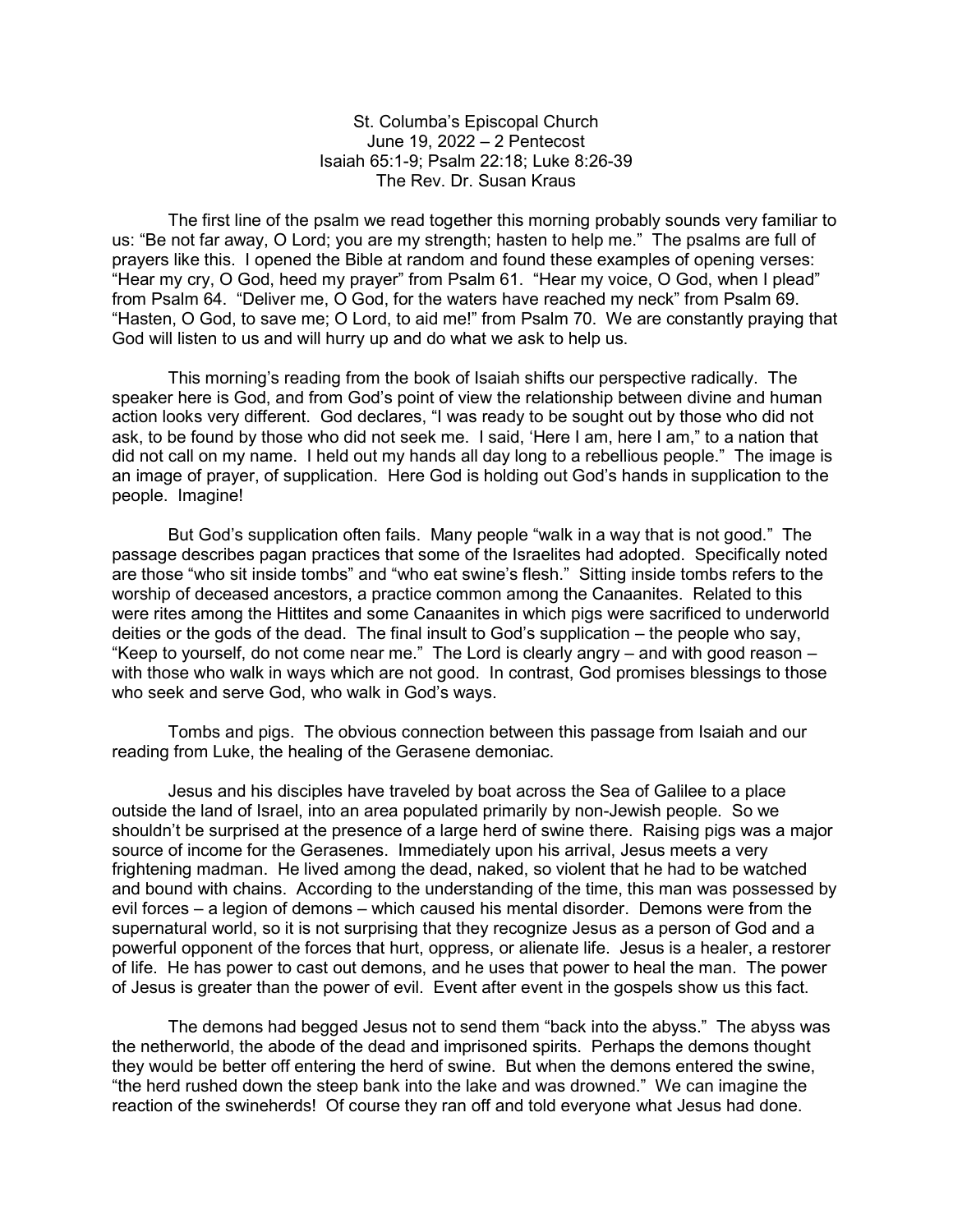St. Columba's Episcopal Church
June 19, 2022 – 2 Pentecost
Isaiah 65:1-9; Psalm 22:18; Luke 8:26-39
The Rev. Dr. Susan Kraus

The first line of the psalm we read together this morning probably sounds very familiar to us: "Be not far away, O Lord; you are my strength; hasten to help me." The psalms are full of prayers like this. I opened the Bible at random and found these examples of opening verses: "Hear my cry, O God, heed my prayer" from Psalm 61. "Hear my voice, O God, when I plead" from Psalm 64. "Deliver me, O God, for the waters have reached my neck" from Psalm 69. "Hasten, O God, to save me; O Lord, to aid me!" from Psalm 70. We are constantly praying that God will listen to us and will hurry up and do what we ask to help us.

This morning's reading from the book of Isaiah shifts our perspective radically. The speaker here is God, and from God's point of view the relationship between divine and human action looks very different. God declares, "I was ready to be sought out by those who did not ask, to be found by those who did not seek me. I said, 'Here I am, here I am," to a nation that did not call on my name. I held out my hands all day long to a rebellious people." The image is an image of prayer, of supplication. Here God is holding out God's hands in supplication to the people. Imagine!

But God's supplication often fails. Many people "walk in a way that is not good." The passage describes pagan practices that some of the Israelites had adopted. Specifically noted are those "who sit inside tombs" and "who eat swine's flesh." Sitting inside tombs refers to the worship of deceased ancestors, a practice common among the Canaanites. Related to this were rites among the Hittites and some Canaanites in which pigs were sacrificed to underworld deities or the gods of the dead. The final insult to God's supplication – the people who say, "Keep to yourself, do not come near me." The Lord is clearly angry – and with good reason – with those who walk in ways which are not good. In contrast, God promises blessings to those who seek and serve God, who walk in God's ways.

Tombs and pigs. The obvious connection between this passage from Isaiah and our reading from Luke, the healing of the Gerasene demoniac.

Jesus and his disciples have traveled by boat across the Sea of Galilee to a place outside the land of Israel, into an area populated primarily by non-Jewish people. So we shouldn't be surprised at the presence of a large herd of swine there. Raising pigs was a major source of income for the Gerasenes. Immediately upon his arrival, Jesus meets a very frightening madman. He lived among the dead, naked, so violent that he had to be watched and bound with chains. According to the understanding of the time, this man was possessed by evil forces – a legion of demons – which caused his mental disorder. Demons were from the supernatural world, so it is not surprising that they recognize Jesus as a person of God and a powerful opponent of the forces that hurt, oppress, or alienate life. Jesus is a healer, a restorer of life. He has power to cast out demons, and he uses that power to heal the man. The power of Jesus is greater than the power of evil. Event after event in the gospels show us this fact.

The demons had begged Jesus not to send them "back into the abyss." The abyss was the netherworld, the abode of the dead and imprisoned spirits. Perhaps the demons thought they would be better off entering the herd of swine. But when the demons entered the swine, "the herd rushed down the steep bank into the lake and was drowned." We can imagine the reaction of the swineherds! Of course they ran off and told everyone what Jesus had done.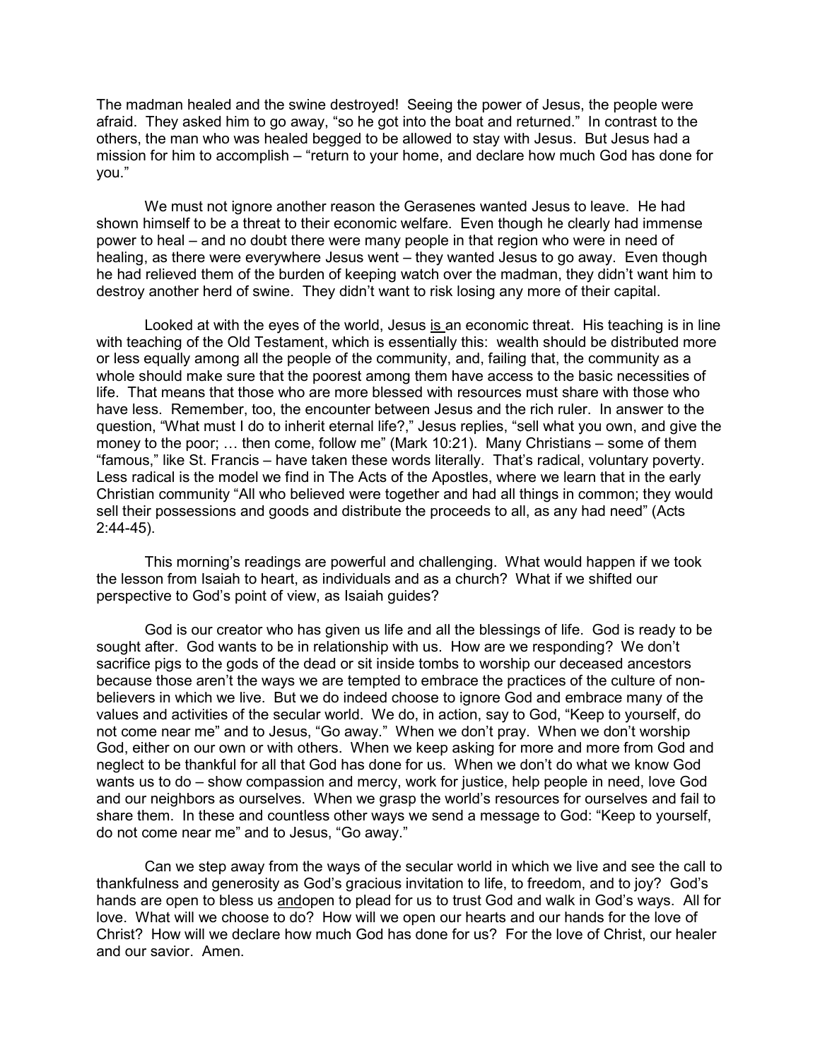The madman healed and the swine destroyed! Seeing the power of Jesus, the people were afraid. They asked him to go away, "so he got into the boat and returned." In contrast to the others, the man who was healed begged to be allowed to stay with Jesus. But Jesus had a mission for him to accomplish – "return to your home, and declare how much God has done for you."

We must not ignore another reason the Gerasenes wanted Jesus to leave. He had shown himself to be a threat to their economic welfare. Even though he clearly had immense power to heal – and no doubt there were many people in that region who were in need of healing, as there were everywhere Jesus went – they wanted Jesus to go away. Even though he had relieved them of the burden of keeping watch over the madman, they didn't want him to destroy another herd of swine. They didn't want to risk losing any more of their capital.

Looked at with the eyes of the world, Jesus is an economic threat. His teaching is in line with teaching of the Old Testament, which is essentially this: wealth should be distributed more or less equally among all the people of the community, and, failing that, the community as a whole should make sure that the poorest among them have access to the basic necessities of life. That means that those who are more blessed with resources must share with those who have less. Remember, too, the encounter between Jesus and the rich ruler. In answer to the question, "What must I do to inherit eternal life?," Jesus replies, "sell what you own, and give the money to the poor; … then come, follow me" (Mark 10:21). Many Christians – some of them "famous," like St. Francis – have taken these words literally. That's radical, voluntary poverty. Less radical is the model we find in The Acts of the Apostles, where we learn that in the early Christian community "All who believed were together and had all things in common; they would sell their possessions and goods and distribute the proceeds to all, as any had need" (Acts 2:44-45).

This morning's readings are powerful and challenging. What would happen if we took the lesson from Isaiah to heart, as individuals and as a church? What if we shifted our perspective to God's point of view, as Isaiah guides?

God is our creator who has given us life and all the blessings of life. God is ready to be sought after. God wants to be in relationship with us. How are we responding? We don't sacrifice pigs to the gods of the dead or sit inside tombs to worship our deceased ancestors because those aren't the ways we are tempted to embrace the practices of the culture of non-believers in which we live. But we do indeed choose to ignore God and embrace many of the values and activities of the secular world. We do, in action, say to God, "Keep to yourself, do not come near me" and to Jesus, "Go away." When we don't pray. When we don't worship God, either on our own or with others. When we keep asking for more and more from God and neglect to be thankful for all that God has done for us. When we don't do what we know God wants us to do – show compassion and mercy, work for justice, help people in need, love God and our neighbors as ourselves. When we grasp the world's resources for ourselves and fail to share them. In these and countless other ways we send a message to God: "Keep to yourself, do not come near me" and to Jesus, "Go away."

Can we step away from the ways of the secular world in which we live and see the call to thankfulness and generosity as God's gracious invitation to life, to freedom, and to joy? God's hands are open to bless us andopen to plead for us to trust God and walk in God's ways. All for love. What will we choose to do? How will we open our hearts and our hands for the love of Christ? How will we declare how much God has done for us? For the love of Christ, our healer and our savior. Amen.